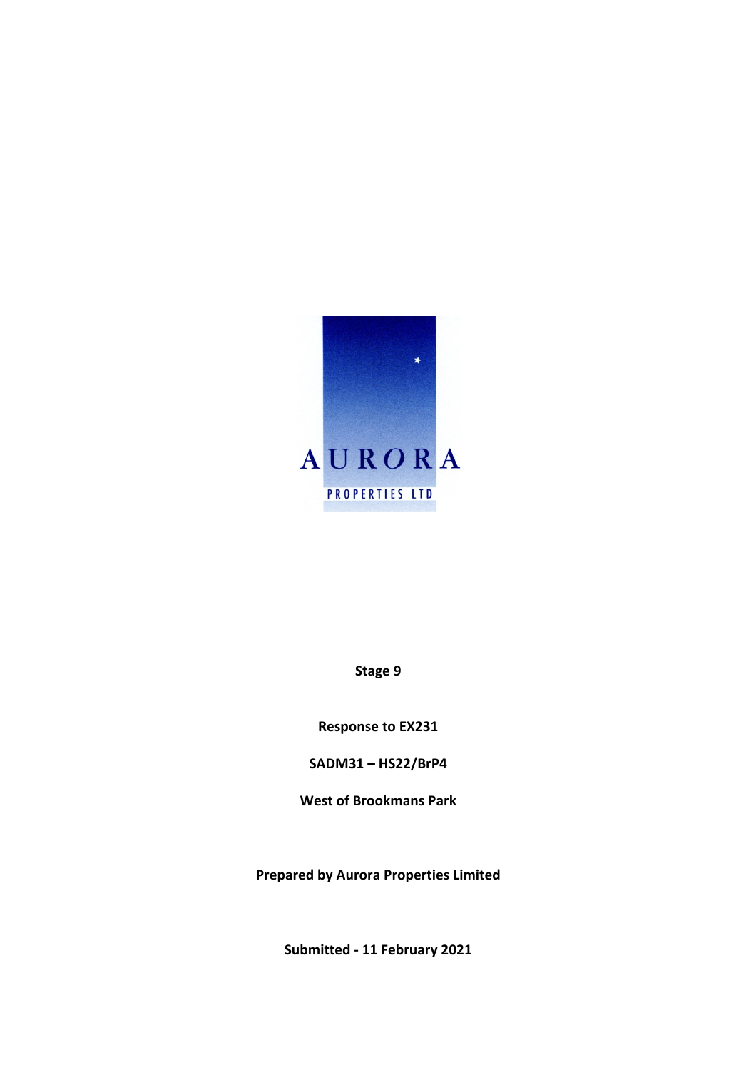AURORA

PROPERTIES LTD

**Stage 9**

**Response to EX231**

**SADM31 – HS22/BrP4**

**West of Brookmans Park**

**Prepared by Aurora Properties Limited**

**Submitted - 11 February 2021**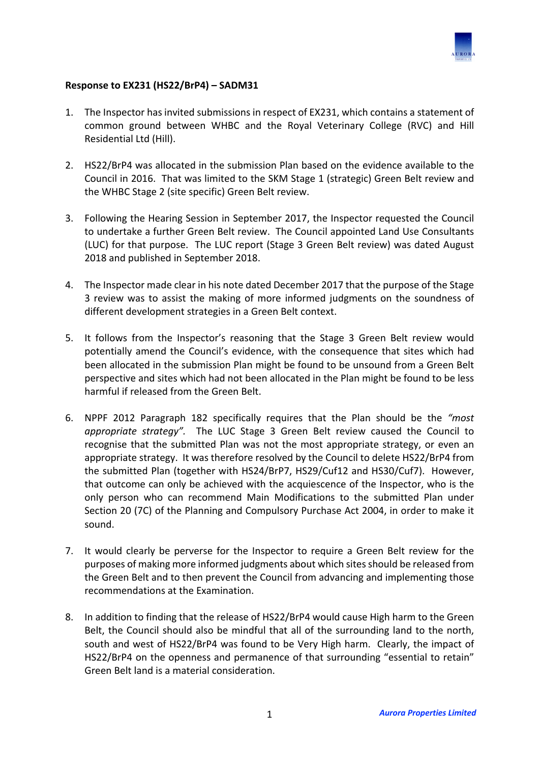**Response to EX231 (HS22/BrP4) – SADM31**

1. The Inspector has invited submissions in respect of EX231, which contains a statement of common ground between WHBC and the Royal Veterinary College (RVC) and Hill Residential Ltd (Hill).

2. HS22/BrP4 was allocated in the submission Plan based on the evidence available to the Council in 2016. That was limited to the SKM Stage 1 (strategic) Green Belt review and the WHBC Stage 2 (site specific) Green Belt review.

3. Following the Hearing Session in September 2017, the Inspector requested the Council to undertake a further Green Belt review. The Council appointed Land Use Consultants (LUC) for that purpose. The LUC report (Stage 3 Green Belt review) was dated August 2018 and published in September 2018.

4. The Inspector made clear in his note dated December 2017 that the purpose of the Stage 3 review was to assist the making of more informed judgments on the soundness of different development strategies in a Green Belt context.

5. It follows from the Inspector's reasoning that the Stage 3 Green Belt review would potentially amend the Council's evidence, with the consequence that sites which had been allocated in the submission Plan might be found to be unsound from a Green Belt perspective and sites which had not been allocated in the Plan might be found to be less harmful if released from the Green Belt.

6. NPPF 2012 Paragraph 182 specifically requires that the Plan should be the *"most appropriate strategy".* The LUC Stage 3 Green Belt review caused the Council to recognise that the submitted Plan was not the most appropriate strategy, or even an appropriate strategy. It was therefore resolved by the Council to delete HS22/BrP4 from the submitted Plan (together with HS24/BrP7, HS29/Cuf12 and HS30/Cuf7). However, that outcome can only be achieved with the acquiescence of the Inspector, who is the only person who can recommend Main Modifications to the submitted Plan under Section 20 (7C) of the Planning and Compulsory Purchase Act 2004, in order to make it sound.

7. It would clearly be perverse for the Inspector to require a Green Belt review for the purposes of making more informed judgments about which sites should be released from the Green Belt and to then prevent the Council from advancing and implementing those recommendations at the Examination.

8. In addition to finding that the release of HS22/BrP4 would cause High harm to the Green Belt, the Council should also be mindful that all of the surrounding land to the north, south and west of HS22/BrP4 was found to be Very High harm. Clearly, the impact of HS22/BrP4 on the openness and permanence of that surrounding "essential to retain" Green Belt land is a material consideration.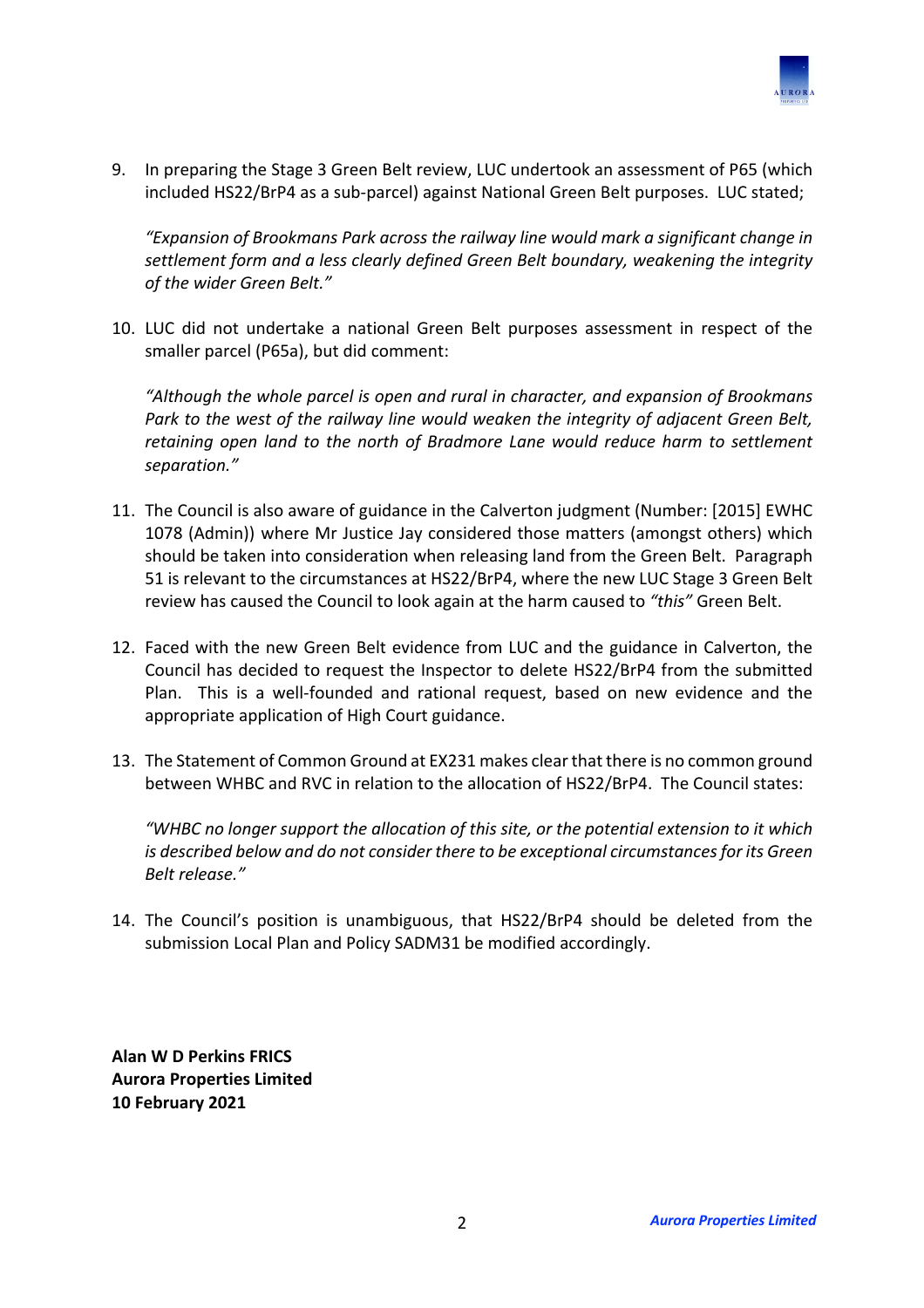9. In preparing the Stage 3 Green Belt review, LUC undertook an assessment of P65 (which included HS22/BrP4 as a sub-parcel) against National Green Belt purposes. LUC stated;

   *"Expansion of Brookmans Park across the railway line would mark a significant change in settlement form and a less clearly defined Green Belt boundary, weakening the integrity of the wider Green Belt."*

10. LUC did not undertake a national Green Belt purposes assessment in respect of the smaller parcel (P65a), but did comment:

    *"Although the whole parcel is open and rural in character, and expansion of Brookmans Park to the west of the railway line would weaken the integrity of adjacent Green Belt, retaining open land to the north of Bradmore Lane would reduce harm to settlement separation."*

11. The Council is also aware of guidance in the Calverton judgment (Number: [2015] EWHC 1078 (Admin)) where Mr Justice Jay considered those matters (amongst others) which should be taken into consideration when releasing land from the Green Belt. Paragraph 51 is relevant to the circumstances at HS22/BrP4, where the new LUC Stage 3 Green Belt review has caused the Council to look again at the harm caused to *"this"* Green Belt.

12. Faced with the new Green Belt evidence from LUC and the guidance in Calverton, the Council has decided to request the Inspector to delete HS22/BrP4 from the submitted Plan. This is a well-founded and rational request, based on new evidence and the appropriate application of High Court guidance.

13. The Statement of Common Ground at EX231 makes clear that there is no common ground between WHBC and RVC in relation to the allocation of HS22/BrP4. The Council states:

    *"WHBC no longer support the allocation of this site, or the potential extension to it which is described below and do not consider there to be exceptional circumstances for its Green Belt release."*

14. The Council's position is unambiguous, that HS22/BrP4 should be deleted from the submission Local Plan and Policy SADM31 be modified accordingly.

**Alan W D Perkins FRICS**
**Aurora Properties Limited**
**10 February 2021**